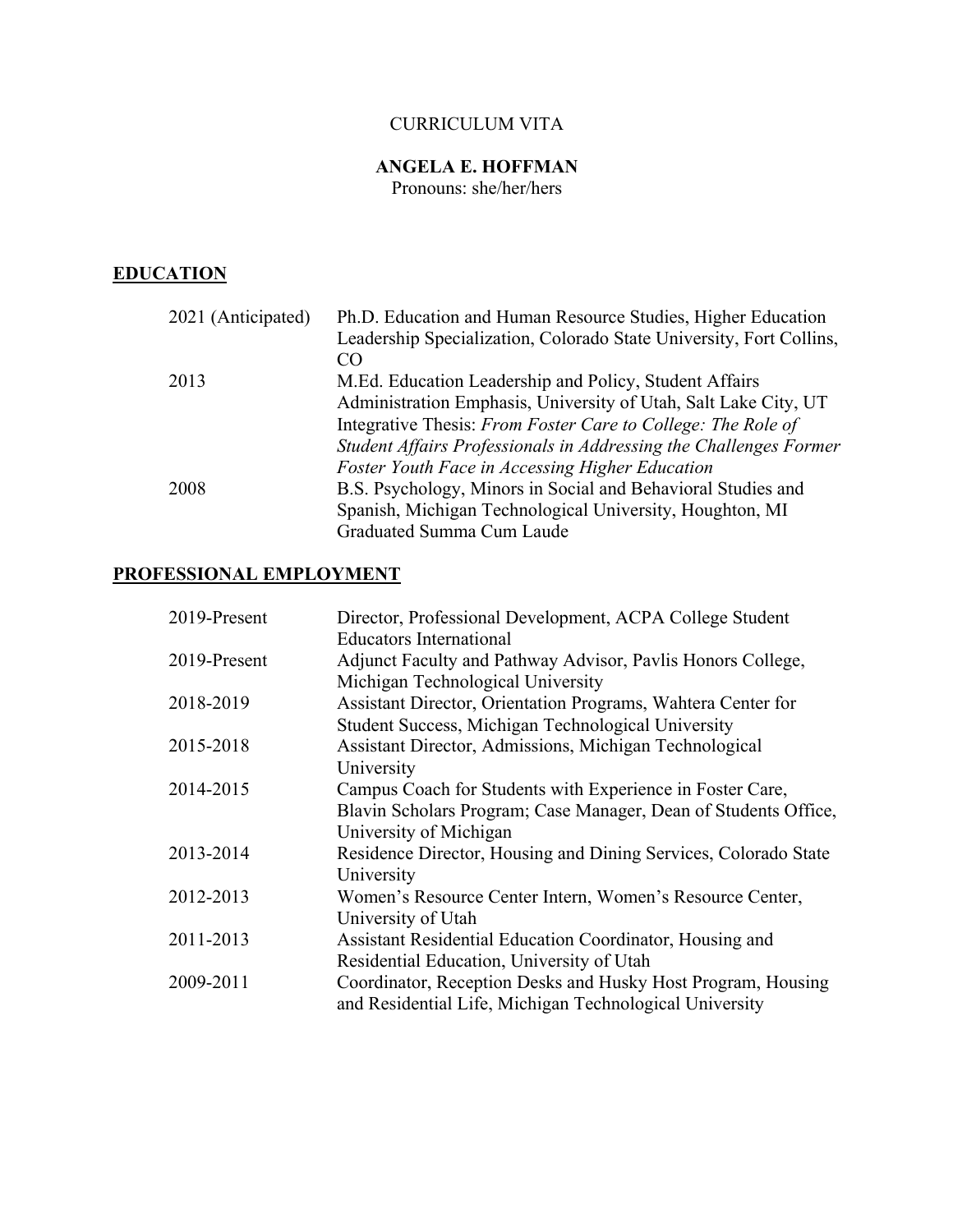CURRICULUM VITA

**ANGELA E. HOFFMAN**

Pronouns: she/her/hers

## **EDUCATION**

| | |
|---|---|
| 2021 (Anticipated) | Ph.D. Education and Human Resource Studies, Higher Education Leadership Specialization, Colorado State University, Fort Collins, CO |
| 2013 | M.Ed. Education Leadership and Policy, Student Affairs Administration Emphasis, University of Utah, Salt Lake City, UT<br>Integrative Thesis: *From Foster Care to College: The Role of Student Affairs Professionals in Addressing the Challenges Former Foster Youth Face in Accessing Higher Education* |
| 2008 | B.S. Psychology, Minors in Social and Behavioral Studies and Spanish, Michigan Technological University, Houghton, MI<br>Graduated Summa Cum Laude |

## **PROFESSIONAL EMPLOYMENT**

| | |
|---|---|
| 2019-Present | Director, Professional Development, ACPA College Student Educators International |
| 2019-Present | Adjunct Faculty and Pathway Advisor, Pavlis Honors College, Michigan Technological University |
| 2018-2019 | Assistant Director, Orientation Programs, Wahtera Center for Student Success, Michigan Technological University |
| 2015-2018 | Assistant Director, Admissions, Michigan Technological University |
| 2014-2015 | Campus Coach for Students with Experience in Foster Care, Blavin Scholars Program; Case Manager, Dean of Students Office, University of Michigan |
| 2013-2014 | Residence Director, Housing and Dining Services, Colorado State University |
| 2012-2013 | Women's Resource Center Intern, Women's Resource Center, University of Utah |
| 2011-2013 | Assistant Residential Education Coordinator, Housing and Residential Education, University of Utah |
| 2009-2011 | Coordinator, Reception Desks and Husky Host Program, Housing and Residential Life, Michigan Technological University |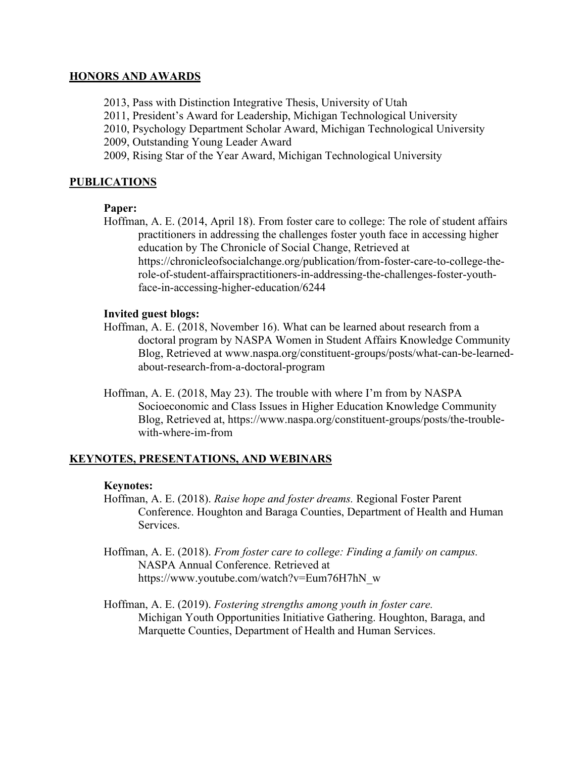## HONORS AND AWARDS

2013, Pass with Distinction Integrative Thesis, University of Utah
2011, President's Award for Leadership, Michigan Technological University
2010, Psychology Department Scholar Award, Michigan Technological University
2009, Outstanding Young Leader Award
2009, Rising Star of the Year Award, Michigan Technological University

## PUBLICATIONS

**Paper:**

Hoffman, A. E. (2014, April 18). From foster care to college: The role of student affairs practitioners in addressing the challenges foster youth face in accessing higher education by The Chronicle of Social Change, Retrieved at https://chronicleofsocialchange.org/publication/from-foster-care-to-college-the-role-of-student-affairspractitioners-in-addressing-the-challenges-foster-youth-face-in-accessing-higher-education/6244

**Invited guest blogs:**

Hoffman, A. E. (2018, November 16). What can be learned about research from a doctoral program by NASPA Women in Student Affairs Knowledge Community Blog, Retrieved at www.naspa.org/constituent-groups/posts/what-can-be-learned-about-research-from-a-doctoral-program

Hoffman, A. E. (2018, May 23). The trouble with where I'm from by NASPA Socioeconomic and Class Issues in Higher Education Knowledge Community Blog, Retrieved at, https://www.naspa.org/constituent-groups/posts/the-trouble-with-where-im-from

## KEYNOTES, PRESENTATIONS, AND WEBINARS

**Keynotes:**

Hoffman, A. E. (2018). *Raise hope and foster dreams.* Regional Foster Parent Conference. Houghton and Baraga Counties, Department of Health and Human Services.

Hoffman, A. E. (2018). *From foster care to college: Finding a family on campus.* NASPA Annual Conference. Retrieved at https://www.youtube.com/watch?v=Eum76H7hN_w

Hoffman, A. E. (2019). *Fostering strengths among youth in foster care.* Michigan Youth Opportunities Initiative Gathering. Houghton, Baraga, and Marquette Counties, Department of Health and Human Services.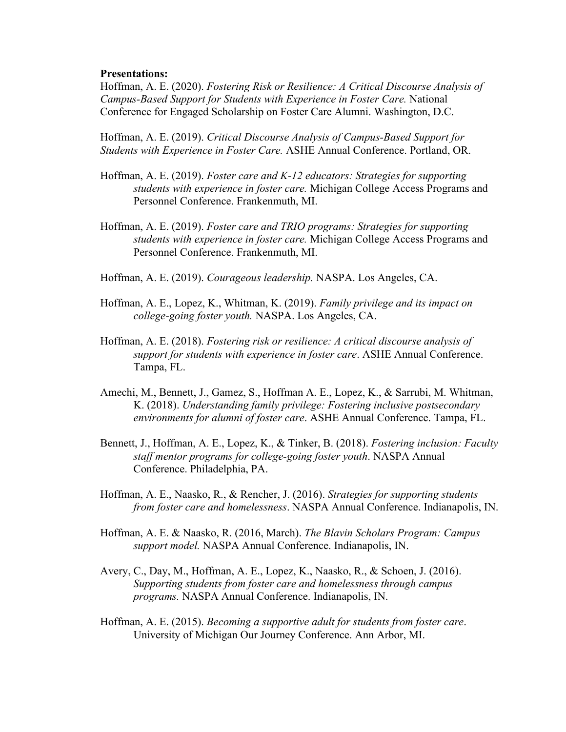**Presentations:**

Hoffman, A. E. (2020). *Fostering Risk or Resilience: A Critical Discourse Analysis of Campus-Based Support for Students with Experience in Foster Care.* National Conference for Engaged Scholarship on Foster Care Alumni. Washington, D.C.

Hoffman, A. E. (2019). *Critical Discourse Analysis of Campus-Based Support for Students with Experience in Foster Care.* ASHE Annual Conference. Portland, OR.

Hoffman, A. E. (2019). *Foster care and K-12 educators: Strategies for supporting students with experience in foster care.* Michigan College Access Programs and Personnel Conference. Frankenmuth, MI.

Hoffman, A. E. (2019). *Foster care and TRIO programs: Strategies for supporting students with experience in foster care.* Michigan College Access Programs and Personnel Conference. Frankenmuth, MI.

Hoffman, A. E. (2019). *Courageous leadership.* NASPA. Los Angeles, CA.

Hoffman, A. E., Lopez, K., Whitman, K. (2019). *Family privilege and its impact on college-going foster youth.* NASPA. Los Angeles, CA.

Hoffman, A. E. (2018). *Fostering risk or resilience: A critical discourse analysis of support for students with experience in foster care*. ASHE Annual Conference. Tampa, FL.

Amechi, M., Bennett, J., Gamez, S., Hoffman A. E., Lopez, K., & Sarrubi, M. Whitman, K. (2018). *Understanding family privilege: Fostering inclusive postsecondary environments for alumni of foster care*. ASHE Annual Conference. Tampa, FL.

Bennett, J., Hoffman, A. E., Lopez, K., & Tinker, B. (2018). *Fostering inclusion: Faculty staff mentor programs for college-going foster youth*. NASPA Annual Conference. Philadelphia, PA.

Hoffman, A. E., Naasko, R., & Rencher, J. (2016). *Strategies for supporting students from foster care and homelessness*. NASPA Annual Conference. Indianapolis, IN.

Hoffman, A. E. & Naasko, R. (2016, March). *The Blavin Scholars Program: Campus support model.* NASPA Annual Conference. Indianapolis, IN.

Avery, C., Day, M., Hoffman, A. E., Lopez, K., Naasko, R., & Schoen, J. (2016). *Supporting students from foster care and homelessness through campus programs.* NASPA Annual Conference. Indianapolis, IN.

Hoffman, A. E. (2015). *Becoming a supportive adult for students from foster care*. University of Michigan Our Journey Conference. Ann Arbor, MI.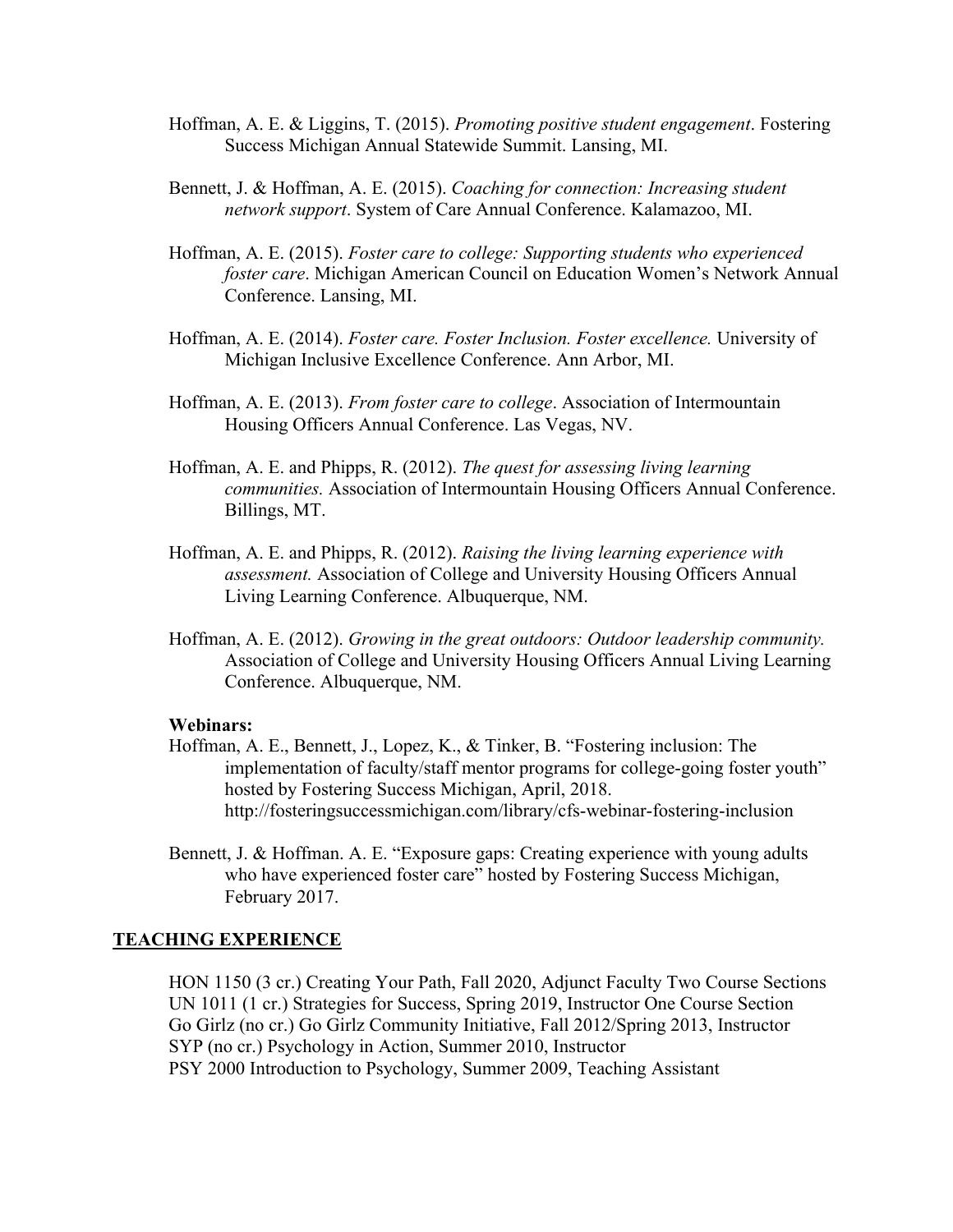Hoffman, A. E. & Liggins, T. (2015). *Promoting positive student engagement*. Fostering Success Michigan Annual Statewide Summit. Lansing, MI.

Bennett, J. & Hoffman, A. E. (2015). *Coaching for connection: Increasing student network support*. System of Care Annual Conference. Kalamazoo, MI.

Hoffman, A. E. (2015). *Foster care to college: Supporting students who experienced foster care*. Michigan American Council on Education Women's Network Annual Conference. Lansing, MI.

Hoffman, A. E. (2014). *Foster care. Foster Inclusion. Foster excellence.* University of Michigan Inclusive Excellence Conference. Ann Arbor, MI.

Hoffman, A. E. (2013). *From foster care to college*. Association of Intermountain Housing Officers Annual Conference. Las Vegas, NV.

Hoffman, A. E. and Phipps, R. (2012). *The quest for assessing living learning communities.* Association of Intermountain Housing Officers Annual Conference. Billings, MT.

Hoffman, A. E. and Phipps, R. (2012). *Raising the living learning experience with assessment.* Association of College and University Housing Officers Annual Living Learning Conference. Albuquerque, NM.

Hoffman, A. E. (2012). *Growing in the great outdoors: Outdoor leadership community.* Association of College and University Housing Officers Annual Living Learning Conference. Albuquerque, NM.

**Webinars:**

Hoffman, A. E., Bennett, J., Lopez, K., & Tinker, B. "Fostering inclusion: The implementation of faculty/staff mentor programs for college-going foster youth" hosted by Fostering Success Michigan, April, 2018. http://fosteringsuccessmichigan.com/library/cfs-webinar-fostering-inclusion

Bennett, J. & Hoffman. A. E. "Exposure gaps: Creating experience with young adults who have experienced foster care" hosted by Fostering Success Michigan, February 2017.

## TEACHING EXPERIENCE

HON 1150 (3 cr.) Creating Your Path, Fall 2020, Adjunct Faculty Two Course Sections
UN 1011 (1 cr.) Strategies for Success, Spring 2019, Instructor One Course Section
Go Girlz (no cr.) Go Girlz Community Initiative, Fall 2012/Spring 2013, Instructor
SYP (no cr.) Psychology in Action, Summer 2010, Instructor
PSY 2000 Introduction to Psychology, Summer 2009, Teaching Assistant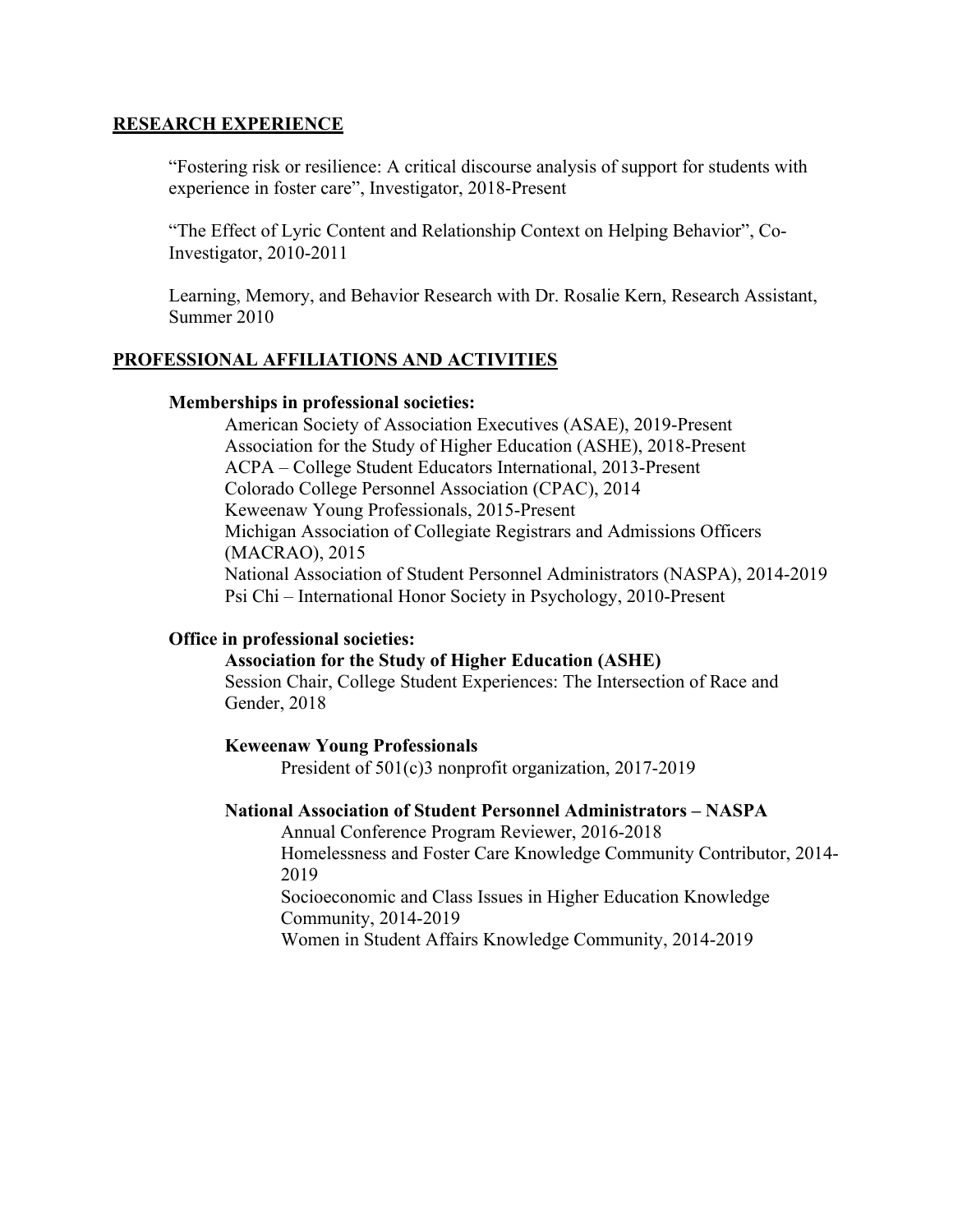## RESEARCH EXPERIENCE

"Fostering risk or resilience: A critical discourse analysis of support for students with experience in foster care", Investigator, 2018-Present

"The Effect of Lyric Content and Relationship Context on Helping Behavior", Co-Investigator, 2010-2011

Learning, Memory, and Behavior Research with Dr. Rosalie Kern, Research Assistant, Summer 2010

## PROFESSIONAL AFFILIATIONS AND ACTIVITIES

**Memberships in professional societies:**

American Society of Association Executives (ASAE), 2019-Present
Association for the Study of Higher Education (ASHE), 2018-Present
ACPA – College Student Educators International, 2013-Present
Colorado College Personnel Association (CPAC), 2014
Keweenaw Young Professionals, 2015-Present
Michigan Association of Collegiate Registrars and Admissions Officers (MACRAO), 2015
National Association of Student Personnel Administrators (NASPA), 2014-2019
Psi Chi – International Honor Society in Psychology, 2010-Present

**Office in professional societies:**

**Association for the Study of Higher Education (ASHE)**
Session Chair, College Student Experiences: The Intersection of Race and Gender, 2018

**Keweenaw Young Professionals**
President of 501(c)3 nonprofit organization, 2017-2019

**National Association of Student Personnel Administrators – NASPA**
Annual Conference Program Reviewer, 2016-2018
Homelessness and Foster Care Knowledge Community Contributor, 2014-2019
Socioeconomic and Class Issues in Higher Education Knowledge Community, 2014-2019
Women in Student Affairs Knowledge Community, 2014-2019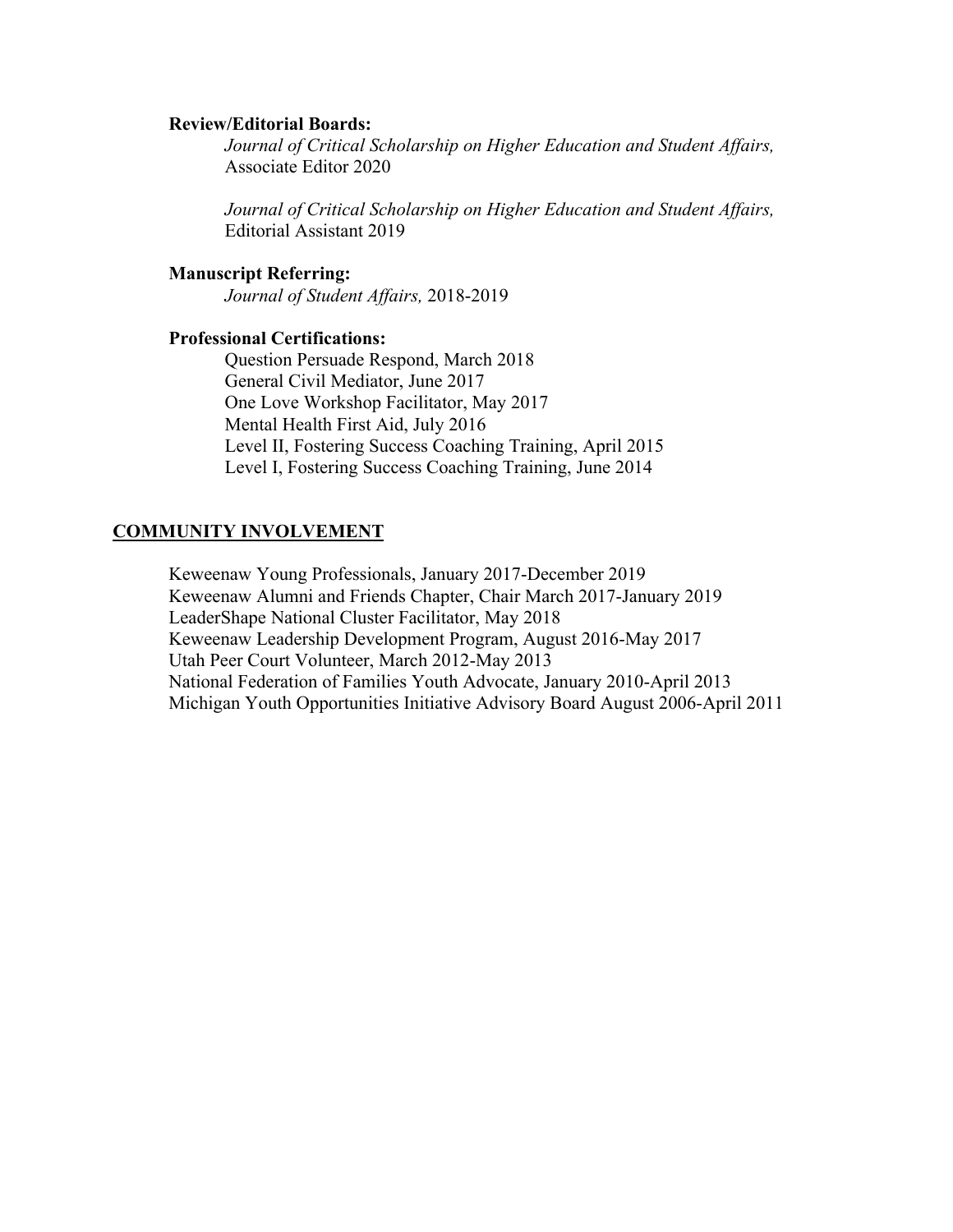**Review/Editorial Boards:**

*Journal of Critical Scholarship on Higher Education and Student Affairs,*
Associate Editor 2020

*Journal of Critical Scholarship on Higher Education and Student Affairs,*
Editorial Assistant 2019

**Manuscript Referring:**

*Journal of Student Affairs,* 2018-2019

**Professional Certifications:**

Question Persuade Respond, March 2018
General Civil Mediator, June 2017
One Love Workshop Facilitator, May 2017
Mental Health First Aid, July 2016
Level II, Fostering Success Coaching Training, April 2015
Level I, Fostering Success Coaching Training, June 2014

## COMMUNITY INVOLVEMENT

Keweenaw Young Professionals, January 2017-December 2019
Keweenaw Alumni and Friends Chapter, Chair March 2017-January 2019
LeaderShape National Cluster Facilitator, May 2018
Keweenaw Leadership Development Program, August 2016-May 2017
Utah Peer Court Volunteer, March 2012-May 2013
National Federation of Families Youth Advocate, January 2010-April 2013
Michigan Youth Opportunities Initiative Advisory Board August 2006-April 2011